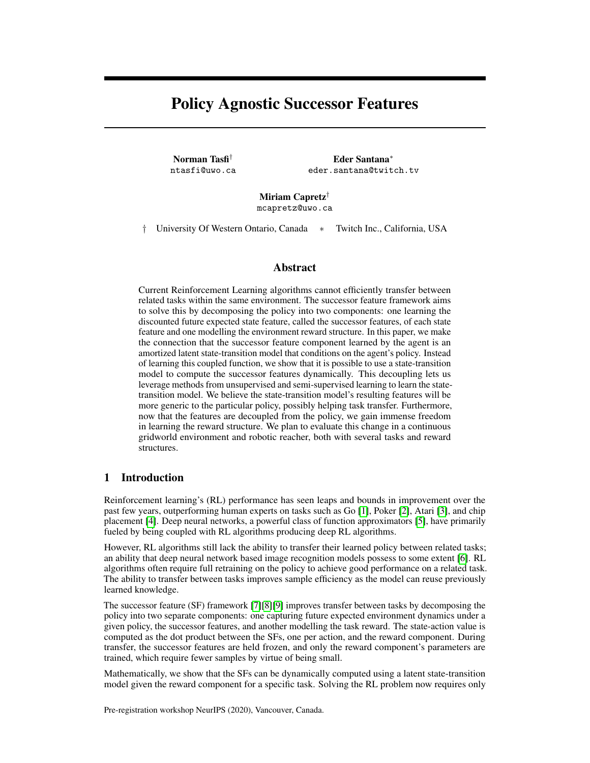# Policy Agnostic Successor Features

**Norman Tasfi**[†]
ntasfi@uwo.ca

**Eder Santana**[*]
eder.santana@twitch.tv

**Miriam Capretz**[†]
mcapretz@uwo.ca

† University Of Western Ontario, Canada   * Twitch Inc., California, USA

## Abstract

Current Reinforcement Learning algorithms cannot efficiently transfer between related tasks within the same environment. The successor feature framework aims to solve this by decomposing the policy into two components: one learning the discounted future expected state feature, called the successor features, of each state feature and one modelling the environment reward structure. In this paper, we make the connection that the successor feature component learned by the agent is an amortized latent state-transition model that conditions on the agent's policy. Instead of learning this coupled function, we show that it is possible to use a state-transition model to compute the successor features dynamically. This decoupling lets us leverage methods from unsupervised and semi-supervised learning to learn the state-transition model. We believe the state-transition model's resulting features will be more generic to the particular policy, possibly helping task transfer. Furthermore, now that the features are decoupled from the policy, we gain immense freedom in learning the reward structure. We plan to evaluate this change in a continuous gridworld environment and robotic reacher, both with several tasks and reward structures.

## 1 Introduction

Reinforcement learning's (RL) performance has seen leaps and bounds in improvement over the past few years, outperforming human experts on tasks such as Go [1], Poker [2], Atari [3], and chip placement [4]. Deep neural networks, a powerful class of function approximators [5], have primarily fueled by being coupled with RL algorithms producing deep RL algorithms.

However, RL algorithms still lack the ability to transfer their learned policy between related tasks; an ability that deep neural network based image recognition models possess to some extent [6]. RL algorithms often require full retraining on the policy to achieve good performance on a related task. The ability to transfer between tasks improves sample efficiency as the model can reuse previously learned knowledge.

The successor feature (SF) framework [7][8][9] improves transfer between tasks by decomposing the policy into two separate components: one capturing future expected environment dynamics under a given policy, the successor features, and another modelling the task reward. The state-action value is computed as the dot product between the SFs, one per action, and the reward component. During transfer, the successor features are held frozen, and only the reward component's parameters are trained, which require fewer samples by virtue of being small.

Mathematically, we show that the SFs can be dynamically computed using a latent state-transition model given the reward component for a specific task. Solving the RL problem now requires only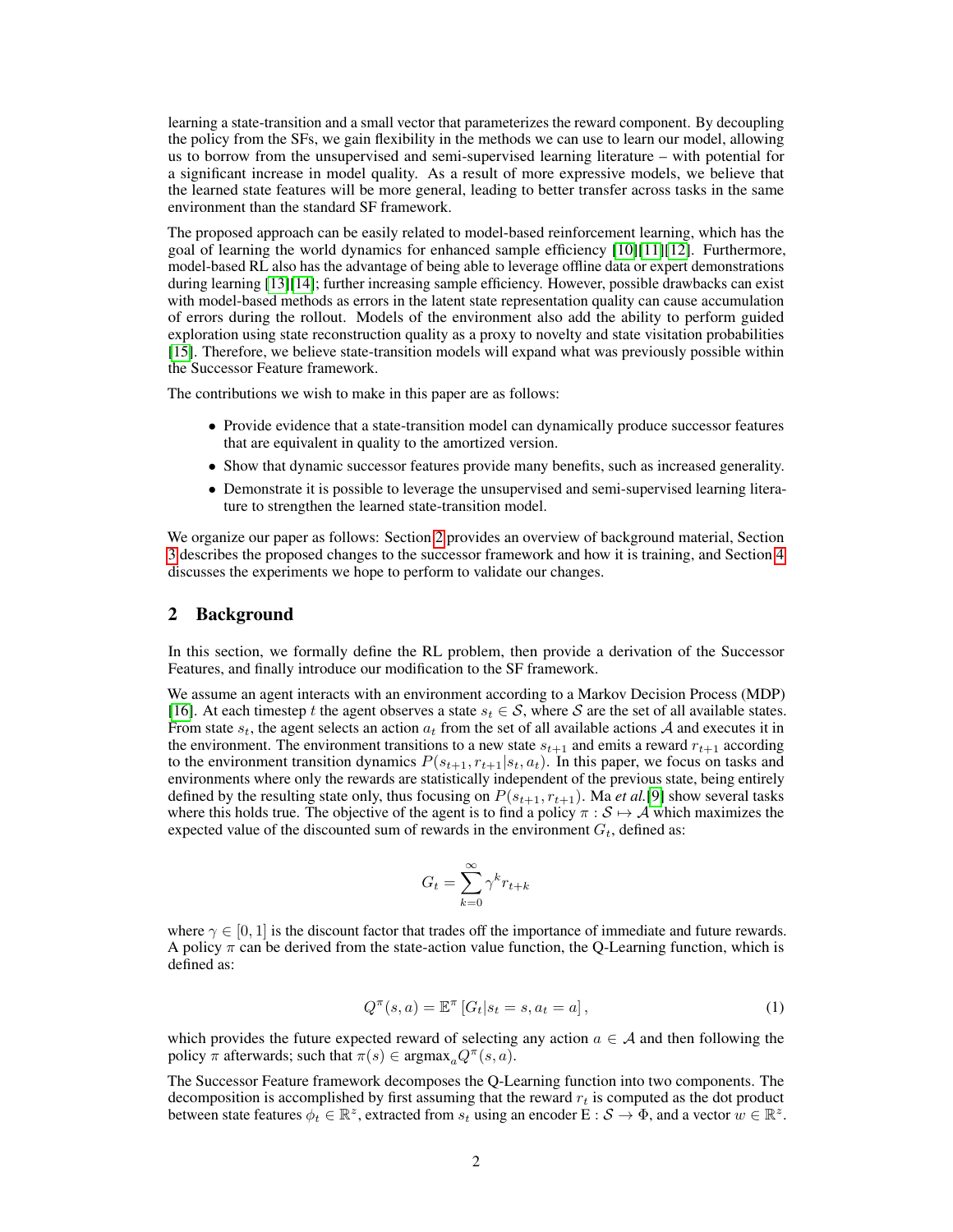learning a state-transition and a small vector that parameterizes the reward component. By decoupling the policy from the SFs, we gain flexibility in the methods we can use to learn our model, allowing us to borrow from the unsupervised and semi-supervised learning literature – with potential for a significant increase in model quality. As a result of more expressive models, we believe that the learned state features will be more general, leading to better transfer across tasks in the same environment than the standard SF framework.

The proposed approach can be easily related to model-based reinforcement learning, which has the goal of learning the world dynamics for enhanced sample efficiency [10][11][12]. Furthermore, model-based RL also has the advantage of being able to leverage offline data or expert demonstrations during learning [13][14]; further increasing sample efficiency. However, possible drawbacks can exist with model-based methods as errors in the latent state representation quality can cause accumulation of errors during the rollout. Models of the environment also add the ability to perform guided exploration using state reconstruction quality as a proxy to novelty and state visitation probabilities [15]. Therefore, we believe state-transition models will expand what was previously possible within the Successor Feature framework.

The contributions we wish to make in this paper are as follows:

- Provide evidence that a state-transition model can dynamically produce successor features that are equivalent in quality to the amortized version.
- Show that dynamic successor features provide many benefits, such as increased generality.
- Demonstrate it is possible to leverage the unsupervised and semi-supervised learning literature to strengthen the learned state-transition model.

We organize our paper as follows: Section 2 provides an overview of background material, Section 3 describes the proposed changes to the successor framework and how it is training, and Section 4 discusses the experiments we hope to perform to validate our changes.

## 2 Background

In this section, we formally define the RL problem, then provide a derivation of the Successor Features, and finally introduce our modification to the SF framework.

We assume an agent interacts with an environment according to a Markov Decision Process (MDP) [16]. At each timestep $t$ the agent observes a state $s_t \in \mathcal{S}$, where $\mathcal{S}$ are the set of all available states. From state $s_t$, the agent selects an action $a_t$ from the set of all available actions $\mathcal{A}$ and executes it in the environment. The environment transitions to a new state $s_{t+1}$ and emits a reward $r_{t+1}$ according to the environment transition dynamics $P(s_{t+1}, r_{t+1}|s_t, a_t)$. In this paper, we focus on tasks and environments where only the rewards are statistically independent of the previous state, being entirely defined by the resulting state only, thus focusing on $P(s_{t+1}, r_{t+1})$. Ma *et al.*[9] show several tasks where this holds true. The objective of the agent is to find a policy $\pi : \mathcal{S} \mapsto \mathcal{A}$ which maximizes the expected value of the discounted sum of rewards in the environment $G_t$, defined as:

$$G_t = \sum_{k=0}^{\infty} \gamma^k r_{t+k}$$

where $\gamma \in [0, 1]$ is the discount factor that trades off the importance of immediate and future rewards. A policy $\pi$ can be derived from the state-action value function, the Q-Learning function, which is defined as:

$$Q^{\pi}(s, a) = \mathbb{E}^{\pi}\left[G_t | s_t = s, a_t = a\right], \tag{1}$$

which provides the future expected reward of selecting any action $a \in \mathcal{A}$ and then following the policy $\pi$ afterwards; such that $\pi(s) \in \text{argmax}_a Q^{\pi}(s, a)$.

The Successor Feature framework decomposes the Q-Learning function into two components. The decomposition is accomplished by first assuming that the reward $r_t$ is computed as the dot product between state features $\phi_t \in \mathbb{R}^z$, extracted from $s_t$ using an encoder $\text{E} : \mathcal{S} \rightarrow \Phi$, and a vector $w \in \mathbb{R}^z$.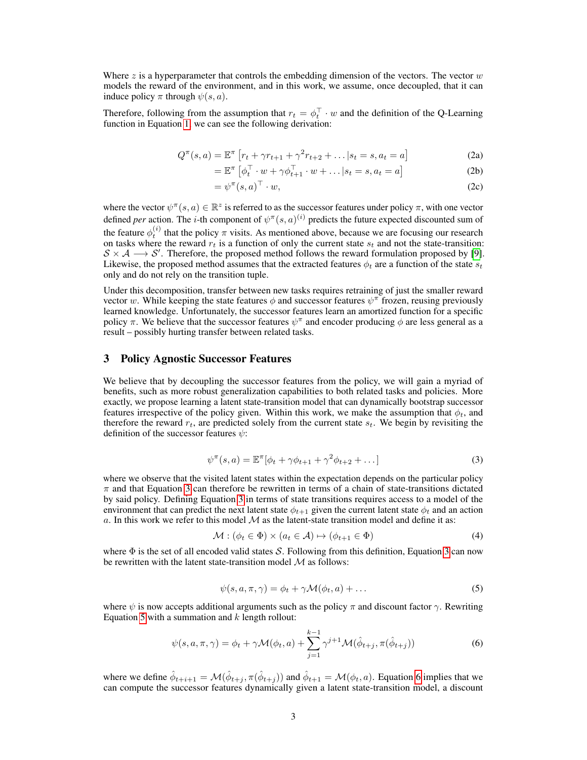Where $z$ is a hyperparameter that controls the embedding dimension of the vectors. The vector $w$ models the reward of the environment, and in this work, we assume, once decoupled, that it can induce policy $\pi$ through $\psi(s, a)$.

Therefore, following from the assumption that $r_t = \phi_t^\top \cdot w$ and the definition of the Q-Learning function in Equation 1, we can see the following derivation:

$$Q^\pi(s, a) = \mathbb{E}^\pi \left[ r_t + \gamma r_{t+1} + \gamma^2 r_{t+2} + \ldots | s_t = s, a_t = a \right] \tag{2a}$$

$$= \mathbb{E}^\pi \left[ \phi_t^\top \cdot w + \gamma \phi_{t+1}^\top \cdot w + \ldots | s_t = s, a_t = a \right] \tag{2b}$$

$$= \psi^\pi(s, a)^\top \cdot w, \tag{2c}$$

where the vector $\psi^\pi(s, a) \in \mathbb{R}^z$ is referred to as the successor features under policy $\pi$, with one vector defined *per* action. The $i$-th component of $\psi^\pi(s, a)^{(i)}$ predicts the future expected discounted sum of the feature $\phi_t^{(i)}$ that the policy $\pi$ visits. As mentioned above, because we are focusing our research on tasks where the reward $r_t$ is a function of only the current state $s_t$ and not the state-transition: $\mathcal{S} \times \mathcal{A} \longrightarrow \mathcal{S}'$. Therefore, the proposed method follows the reward formulation proposed by [9]. Likewise, the proposed method assumes that the extracted features $\phi_t$ are a function of the state $s_t$ only and do not rely on the transition tuple.

Under this decomposition, transfer between new tasks requires retraining of just the smaller reward vector $w$. While keeping the state features $\phi$ and successor features $\psi^\pi$ frozen, reusing previously learned knowledge. Unfortunately, the successor features learn an amortized function for a specific policy $\pi$. We believe that the successor features $\psi^\pi$ and encoder producing $\phi$ are less general as a result – possibly hurting transfer between related tasks.

## 3 Policy Agnostic Successor Features

We believe that by decoupling the successor features from the policy, we will gain a myriad of benefits, such as more robust generalization capabilities to both related tasks and policies. More exactly, we propose learning a latent state-transition model that can dynamically bootstrap successor features irrespective of the policy given. Within this work, we make the assumption that $\phi_t$, and therefore the reward $r_t$, are predicted solely from the current state $s_t$. We begin by revisiting the definition of the successor features $\psi$:

$$\psi^\pi(s, a) = \mathbb{E}^\pi[\phi_t + \gamma \phi_{t+1} + \gamma^2 \phi_{t+2} + \ldots] \tag{3}$$

where we observe that the visited latent states within the expectation depends on the particular policy $\pi$ and that Equation 3 can therefore be rewritten in terms of a chain of state-transitions dictated by said policy. Defining Equation 3 in terms of state transitions requires access to a model of the environment that can predict the next latent state $\phi_{t+1}$ given the current latent state $\phi_t$ and an action $a$. In this work we refer to this model $\mathcal{M}$ as the latent-state transition model and define it as:

$$\mathcal{M} : (\phi_t \in \Phi) \times (a_t \in \mathcal{A}) \mapsto (\phi_{t+1} \in \Phi) \tag{4}$$

where $\Phi$ is the set of all encoded valid states $\mathcal{S}$. Following from this definition, Equation 3 can now be rewritten with the latent state-transition model $\mathcal{M}$ as follows:

$$\psi(s, a, \pi, \gamma) = \phi_t + \gamma \mathcal{M}(\phi_t, a) + \ldots \tag{5}$$

where $\psi$ is now accepts additional arguments such as the policy $\pi$ and discount factor $\gamma$. Rewriting Equation 5 with a summation and $k$ length rollout:

$$\psi(s, a, \pi, \gamma) = \phi_t + \gamma \mathcal{M}(\phi_t, a) + \sum_{j=1}^{k-1} \gamma^{j+1} \mathcal{M}(\hat{\phi}_{t+j}, \pi(\hat{\phi}_{t+j})) \tag{6}$$

where we define $\hat{\phi}_{t+i+1} = \mathcal{M}(\hat{\phi}_{t+j}, \pi(\hat{\phi}_{t+j}))$ and $\hat{\phi}_{t+1} = \mathcal{M}(\phi_t, a)$. Equation 6 implies that we can compute the successor features dynamically given a latent state-transition model, a discount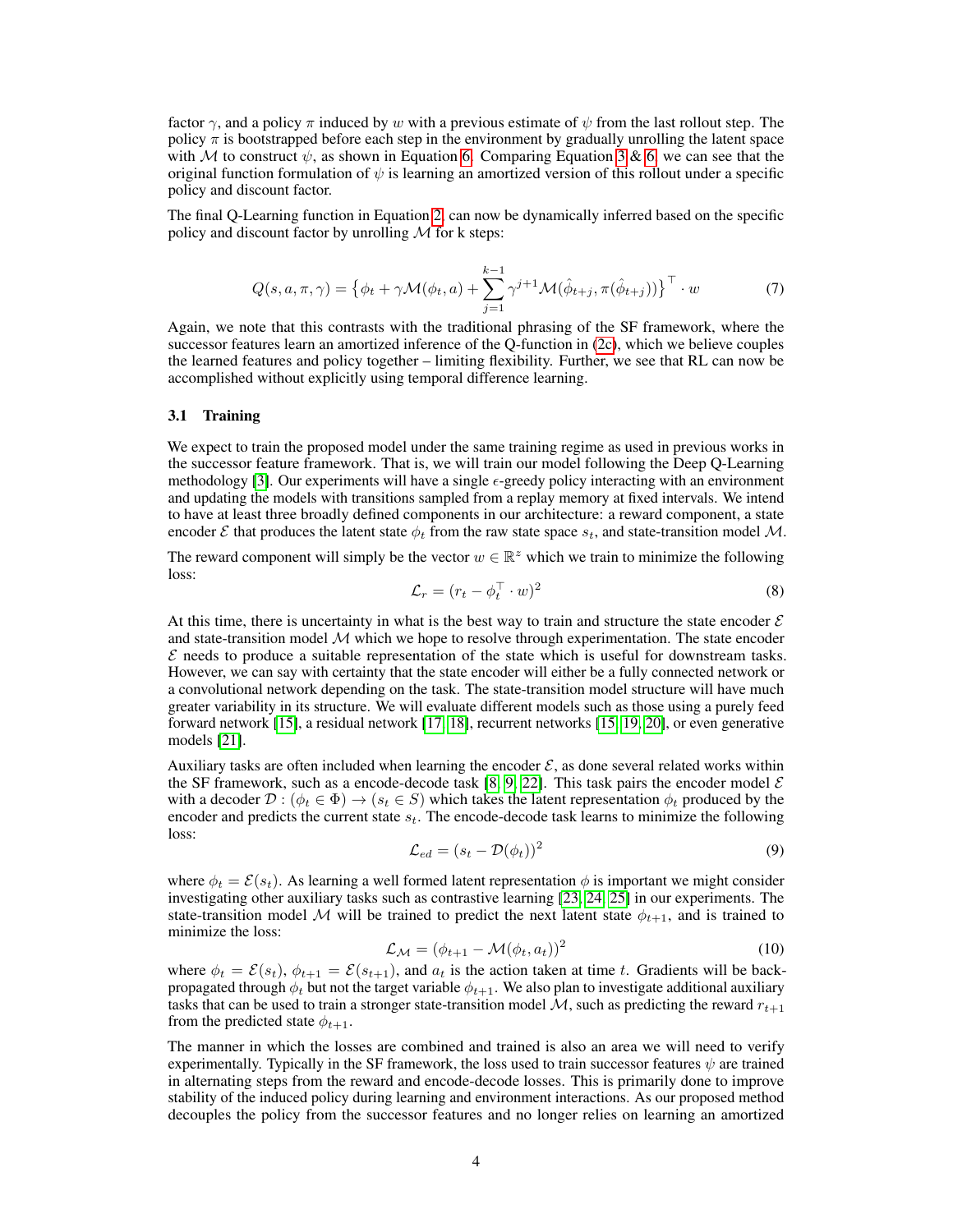factor $\gamma$, and a policy $\pi$ induced by $w$ with a previous estimate of $\psi$ from the last rollout step. The policy $\pi$ is bootstrapped before each step in the environment by gradually unrolling the latent space with $\mathcal{M}$ to construct $\psi$, as shown in Equation 6. Comparing Equation 3 & 6, we can see that the original function formulation of $\psi$ is learning an amortized version of this rollout under a specific policy and discount factor.

The final Q-Learning function in Equation 2, can now be dynamically inferred based on the specific policy and discount factor by unrolling $\mathcal{M}$ for k steps:

$$Q(s, a, \pi, \gamma) = \left\{\phi_t + \gamma \mathcal{M}(\phi_t, a) + \sum_{j=1}^{k-1} \gamma^{j+1} \mathcal{M}(\hat{\phi}_{t+j}, \pi(\hat{\phi}_{t+j}))\right\}^\top \cdot w \tag{7}$$

Again, we note that this contrasts with the traditional phrasing of the SF framework, where the successor features learn an amortized inference of the Q-function in (2c), which we believe couples the learned features and policy together – limiting flexibility. Further, we see that RL can now be accomplished without explicitly using temporal difference learning.

### 3.1 Training

We expect to train the proposed model under the same training regime as used in previous works in the successor feature framework. That is, we will train our model following the Deep Q-Learning methodology [3]. Our experiments will have a single $\epsilon$-greedy policy interacting with an environment and updating the models with transitions sampled from a replay memory at fixed intervals. We intend to have at least three broadly defined components in our architecture: a reward component, a state encoder $\mathcal{E}$ that produces the latent state $\phi_t$ from the raw state space $s_t$, and state-transition model $\mathcal{M}$.

The reward component will simply be the vector $w \in \mathbb{R}^z$ which we train to minimize the following loss:

$$\mathcal{L}_r = (r_t - \phi_t^\top \cdot w)^2 \tag{8}$$

At this time, there is uncertainty in what is the best way to train and structure the state encoder $\mathcal{E}$ and state-transition model $\mathcal{M}$ which we hope to resolve through experimentation. The state encoder $\mathcal{E}$ needs to produce a suitable representation of the state which is useful for downstream tasks. However, we can say with certainty that the state encoder will either be a fully connected network or a convolutional network depending on the task. The state-transition model structure will have much greater variability in its structure. We will evaluate different models such as those using a purely feed forward network [15], a residual network [17, 18], recurrent networks [15, 19, 20], or even generative models [21].

Auxiliary tasks are often included when learning the encoder $\mathcal{E}$, as done several related works within the SF framework, such as a encode-decode task [8, 9, 22]. This task pairs the encoder model $\mathcal{E}$ with a decoder $\mathcal{D} : (\phi_t \in \Phi) \rightarrow (s_t \in S)$ which takes the latent representation $\phi_t$ produced by the encoder and predicts the current state $s_t$. The encode-decode task learns to minimize the following loss:

$$\mathcal{L}_{ed} = (s_t - \mathcal{D}(\phi_t))^2 \tag{9}$$

where $\phi_t = \mathcal{E}(s_t)$. As learning a well formed latent representation $\phi$ is important we might consider investigating other auxiliary tasks such as contrastive learning [23, 24, 25] in our experiments. The state-transition model $\mathcal{M}$ will be trained to predict the next latent state $\phi_{t+1}$, and is trained to minimize the loss:

$$\mathcal{L}_{\mathcal{M}} = (\phi_{t+1} - \mathcal{M}(\phi_t, a_t))^2 \tag{10}$$

where $\phi_t = \mathcal{E}(s_t)$, $\phi_{t+1} = \mathcal{E}(s_{t+1})$, and $a_t$ is the action taken at time $t$. Gradients will be back-propagated through $\phi_t$ but not the target variable $\phi_{t+1}$. We also plan to investigate additional auxiliary tasks that can be used to train a stronger state-transition model $\mathcal{M}$, such as predicting the reward $r_{t+1}$ from the predicted state $\phi_{t+1}$.

The manner in which the losses are combined and trained is also an area we will need to verify experimentally. Typically in the SF framework, the loss used to train successor features $\psi$ are trained in alternating steps from the reward and encode-decode losses. This is primarily done to improve stability of the induced policy during learning and environment interactions. As our proposed method decouples the policy from the successor features and no longer relies on learning an amortized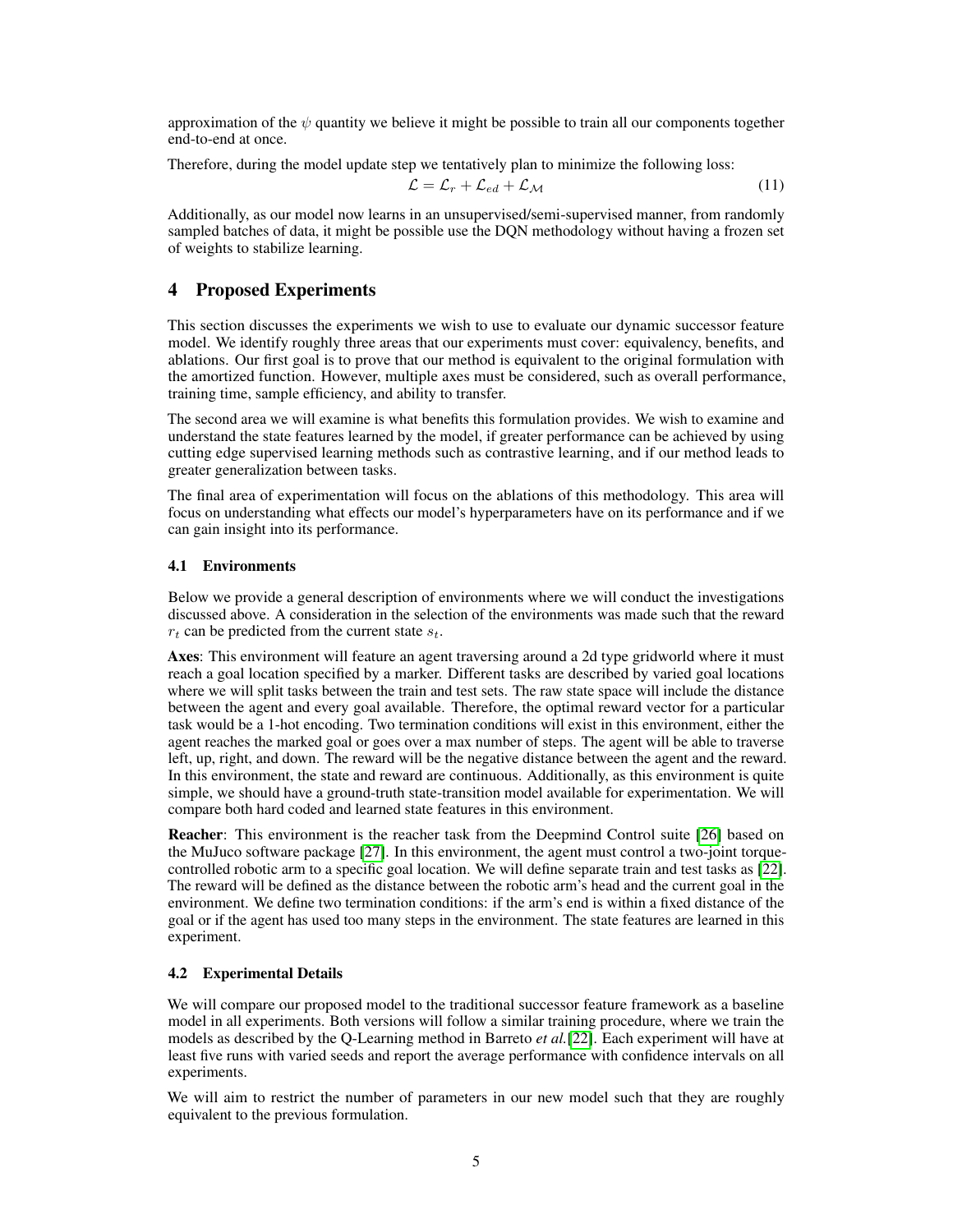approximation of the $\psi$ quantity we believe it might be possible to train all our components together end-to-end at once.

Therefore, during the model update step we tentatively plan to minimize the following loss:

$$\mathcal{L} = \mathcal{L}_r + \mathcal{L}_{ed} + \mathcal{L}_{\mathcal{M}} \tag{11}$$

Additionally, as our model now learns in an unsupervised/semi-supervised manner, from randomly sampled batches of data, it might be possible use the DQN methodology without having a frozen set of weights to stabilize learning.

# 4 Proposed Experiments

This section discusses the experiments we wish to use to evaluate our dynamic successor feature model. We identify roughly three areas that our experiments must cover: equivalency, benefits, and ablations. Our first goal is to prove that our method is equivalent to the original formulation with the amortized function. However, multiple axes must be considered, such as overall performance, training time, sample efficiency, and ability to transfer.

The second area we will examine is what benefits this formulation provides. We wish to examine and understand the state features learned by the model, if greater performance can be achieved by using cutting edge supervised learning methods such as contrastive learning, and if our method leads to greater generalization between tasks.

The final area of experimentation will focus on the ablations of this methodology. This area will focus on understanding what effects our model's hyperparameters have on its performance and if we can gain insight into its performance.

## 4.1 Environments

Below we provide a general description of environments where we will conduct the investigations discussed above. A consideration in the selection of the environments was made such that the reward $r_t$ can be predicted from the current state $s_t$.

**Axes**: This environment will feature an agent traversing around a 2d type gridworld where it must reach a goal location specified by a marker. Different tasks are described by varied goal locations where we will split tasks between the train and test sets. The raw state space will include the distance between the agent and every goal available. Therefore, the optimal reward vector for a particular task would be a 1-hot encoding. Two termination conditions will exist in this environment, either the agent reaches the marked goal or goes over a max number of steps. The agent will be able to traverse left, up, right, and down. The reward will be the negative distance between the agent and the reward. In this environment, the state and reward are continuous. Additionally, as this environment is quite simple, we should have a ground-truth state-transition model available for experimentation. We will compare both hard coded and learned state features in this environment.

**Reacher**: This environment is the reacher task from the Deepmind Control suite [26] based on the MuJuco software package [27]. In this environment, the agent must control a two-joint torque-controlled robotic arm to a specific goal location. We will define separate train and test tasks as [22]. The reward will be defined as the distance between the robotic arm's head and the current goal in the environment. We define two termination conditions: if the arm's end is within a fixed distance of the goal or if the agent has used too many steps in the environment. The state features are learned in this experiment.

## 4.2 Experimental Details

We will compare our proposed model to the traditional successor feature framework as a baseline model in all experiments. Both versions will follow a similar training procedure, where we train the models as described by the Q-Learning method in Barreto *et al.*[22]. Each experiment will have at least five runs with varied seeds and report the average performance with confidence intervals on all experiments.

We will aim to restrict the number of parameters in our new model such that they are roughly equivalent to the previous formulation.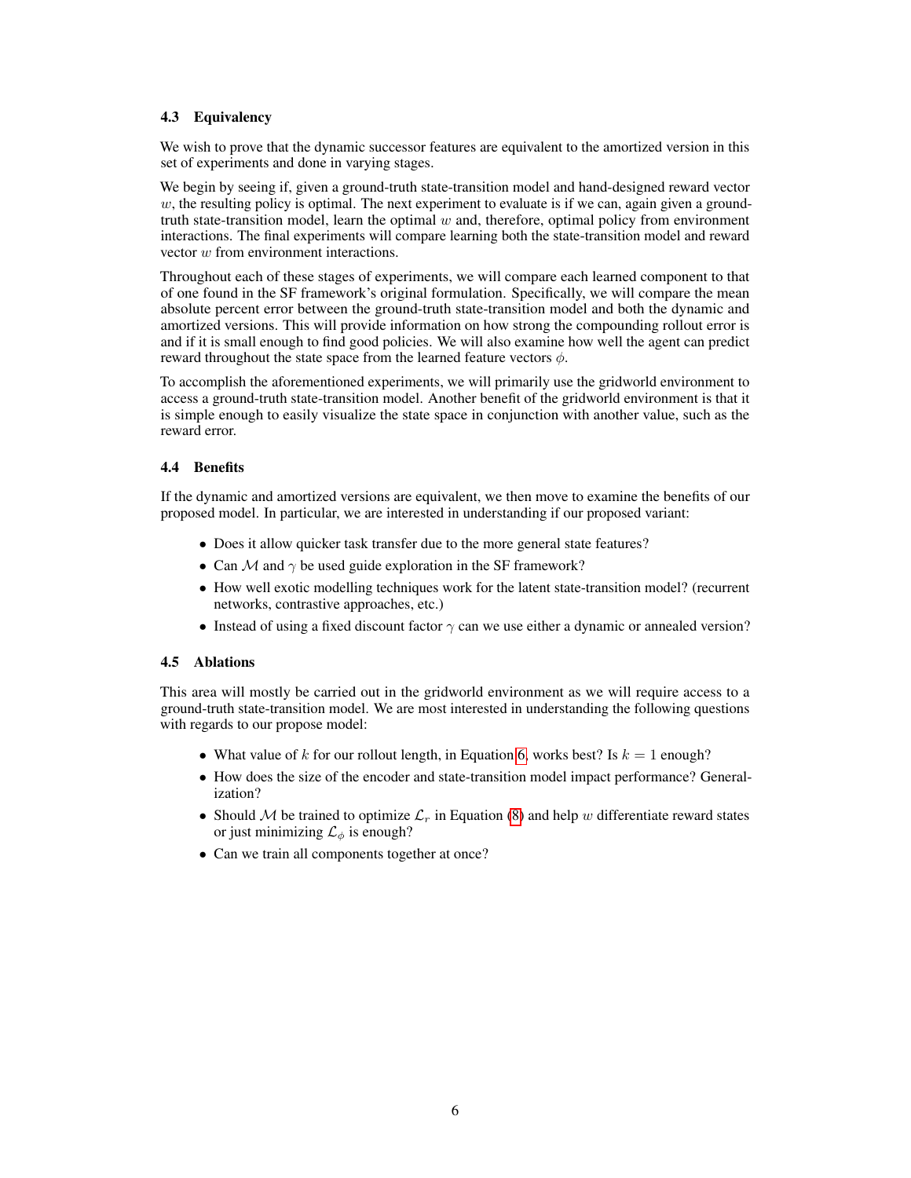### 4.3 Equivalency

We wish to prove that the dynamic successor features are equivalent to the amortized version in this set of experiments and done in varying stages.

We begin by seeing if, given a ground-truth state-transition model and hand-designed reward vector $w$, the resulting policy is optimal. The next experiment to evaluate is if we can, again given a ground-truth state-transition model, learn the optimal $w$ and, therefore, optimal policy from environment interactions. The final experiments will compare learning both the state-transition model and reward vector $w$ from environment interactions.

Throughout each of these stages of experiments, we will compare each learned component to that of one found in the SF framework's original formulation. Specifically, we will compare the mean absolute percent error between the ground-truth state-transition model and both the dynamic and amortized versions. This will provide information on how strong the compounding rollout error is and if it is small enough to find good policies. We will also examine how well the agent can predict reward throughout the state space from the learned feature vectors $\phi$.

To accomplish the aforementioned experiments, we will primarily use the gridworld environment to access a ground-truth state-transition model. Another benefit of the gridworld environment is that it is simple enough to easily visualize the state space in conjunction with another value, such as the reward error.

### 4.4 Benefits

If the dynamic and amortized versions are equivalent, we then move to examine the benefits of our proposed model. In particular, we are interested in understanding if our proposed variant:

- Does it allow quicker task transfer due to the more general state features?
- Can $\mathcal{M}$ and $\gamma$ be used guide exploration in the SF framework?
- How well exotic modelling techniques work for the latent state-transition model? (recurrent networks, contrastive approaches, etc.)
- Instead of using a fixed discount factor $\gamma$ can we use either a dynamic or annealed version?

### 4.5 Ablations

This area will mostly be carried out in the gridworld environment as we will require access to a ground-truth state-transition model. We are most interested in understanding the following questions with regards to our propose model:

- What value of $k$ for our rollout length, in Equation 6, works best? Is $k = 1$ enough?
- How does the size of the encoder and state-transition model impact performance? Generalization?
- Should $\mathcal{M}$ be trained to optimize $\mathcal{L}_r$ in Equation (8) and help $w$ differentiate reward states or just minimizing $\mathcal{L}_\phi$ is enough?
- Can we train all components together at once?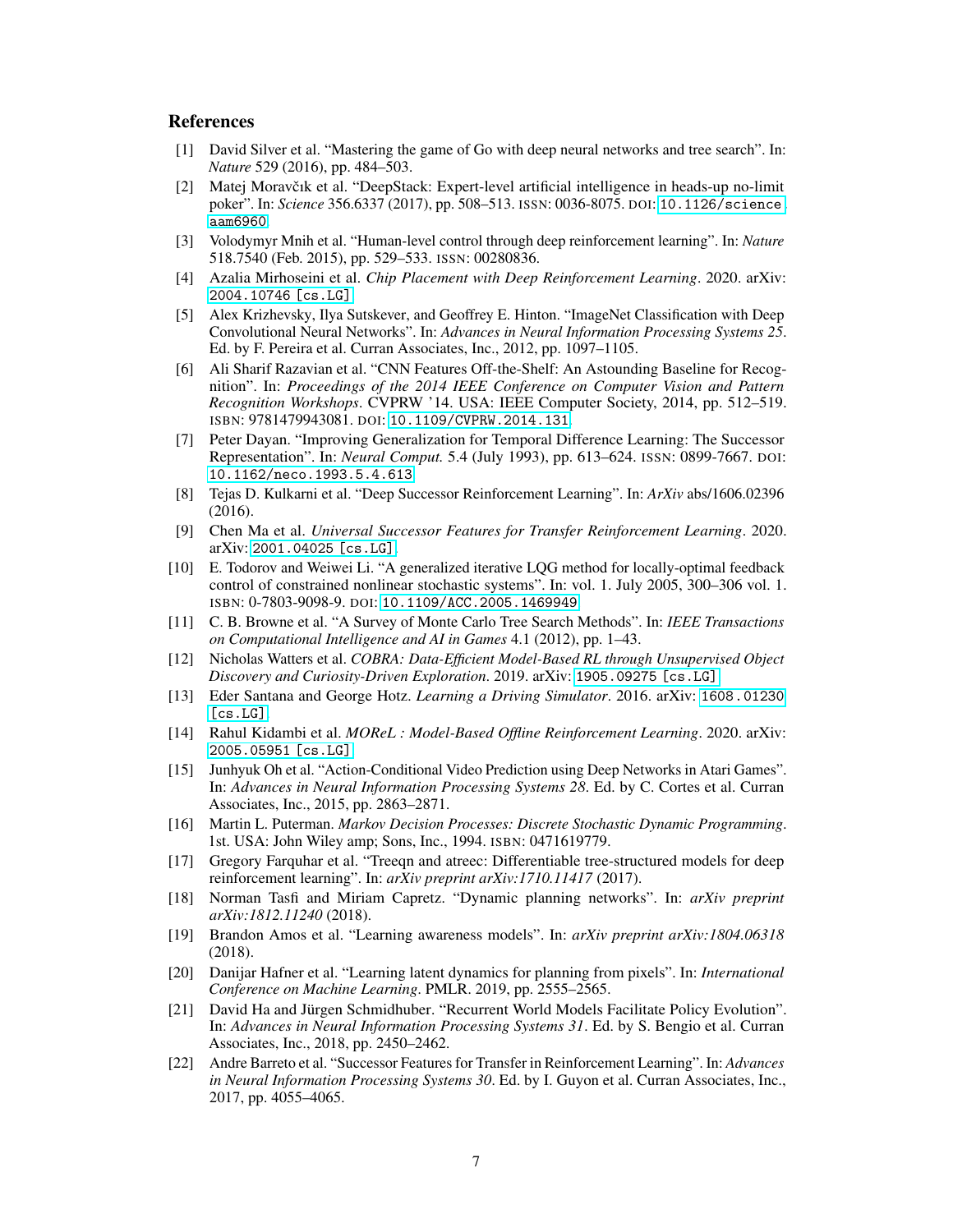## References

[1] David Silver et al. "Mastering the game of Go with deep neural networks and tree search". In: *Nature* 529 (2016), pp. 484–503.

[2] Matej Moravčık et al. "DeepStack: Expert-level artificial intelligence in heads-up no-limit poker". In: *Science* 356.6337 (2017), pp. 508–513. ISSN: 0036-8075. DOI: 10.1126/science.aam6960.

[3] Volodymyr Mnih et al. "Human-level control through deep reinforcement learning". In: *Nature* 518.7540 (Feb. 2015), pp. 529–533. ISSN: 00280836.

[4] Azalia Mirhoseini et al. *Chip Placement with Deep Reinforcement Learning*. 2020. arXiv: 2004.10746 [cs.LG].

[5] Alex Krizhevsky, Ilya Sutskever, and Geoffrey E. Hinton. "ImageNet Classification with Deep Convolutional Neural Networks". In: *Advances in Neural Information Processing Systems 25*. Ed. by F. Pereira et al. Curran Associates, Inc., 2012, pp. 1097–1105.

[6] Ali Sharif Razavian et al. "CNN Features Off-the-Shelf: An Astounding Baseline for Recognition". In: *Proceedings of the 2014 IEEE Conference on Computer Vision and Pattern Recognition Workshops*. CVPRW '14. USA: IEEE Computer Society, 2014, pp. 512–519. ISBN: 9781479943081. DOI: 10.1109/CVPRW.2014.131.

[7] Peter Dayan. "Improving Generalization for Temporal Difference Learning: The Successor Representation". In: *Neural Comput.* 5.4 (July 1993), pp. 613–624. ISSN: 0899-7667. DOI: 10.1162/neco.1993.5.4.613.

[8] Tejas D. Kulkarni et al. "Deep Successor Reinforcement Learning". In: *ArXiv* abs/1606.02396 (2016).

[9] Chen Ma et al. *Universal Successor Features for Transfer Reinforcement Learning*. 2020. arXiv: 2001.04025 [cs.LG].

[10] E. Todorov and Weiwei Li. "A generalized iterative LQG method for locally-optimal feedback control of constrained nonlinear stochastic systems". In: vol. 1. July 2005, 300–306 vol. 1. ISBN: 0-7803-9098-9. DOI: 10.1109/ACC.2005.1469949.

[11] C. B. Browne et al. "A Survey of Monte Carlo Tree Search Methods". In: *IEEE Transactions on Computational Intelligence and AI in Games* 4.1 (2012), pp. 1–43.

[12] Nicholas Watters et al. *COBRA: Data-Efficient Model-Based RL through Unsupervised Object Discovery and Curiosity-Driven Exploration*. 2019. arXiv: 1905.09275 [cs.LG].

[13] Eder Santana and George Hotz. *Learning a Driving Simulator*. 2016. arXiv: 1608.01230 [cs.LG].

[14] Rahul Kidambi et al. *MOReL : Model-Based Offline Reinforcement Learning*. 2020. arXiv: 2005.05951 [cs.LG].

[15] Junhyuk Oh et al. "Action-Conditional Video Prediction using Deep Networks in Atari Games". In: *Advances in Neural Information Processing Systems 28*. Ed. by C. Cortes et al. Curran Associates, Inc., 2015, pp. 2863–2871.

[16] Martin L. Puterman. *Markov Decision Processes: Discrete Stochastic Dynamic Programming*. 1st. USA: John Wiley amp; Sons, Inc., 1994. ISBN: 0471619779.

[17] Gregory Farquhar et al. "Treeqn and atreec: Differentiable tree-structured models for deep reinforcement learning". In: *arXiv preprint arXiv:1710.11417* (2017).

[18] Norman Tasfi and Miriam Capretz. "Dynamic planning networks". In: *arXiv preprint arXiv:1812.11240* (2018).

[19] Brandon Amos et al. "Learning awareness models". In: *arXiv preprint arXiv:1804.06318* (2018).

[20] Danijar Hafner et al. "Learning latent dynamics for planning from pixels". In: *International Conference on Machine Learning*. PMLR. 2019, pp. 2555–2565.

[21] David Ha and Jürgen Schmidhuber. "Recurrent World Models Facilitate Policy Evolution". In: *Advances in Neural Information Processing Systems 31*. Ed. by S. Bengio et al. Curran Associates, Inc., 2018, pp. 2450–2462.

[22] Andre Barreto et al. "Successor Features for Transfer in Reinforcement Learning". In: *Advances in Neural Information Processing Systems 30*. Ed. by I. Guyon et al. Curran Associates, Inc., 2017, pp. 4055–4065.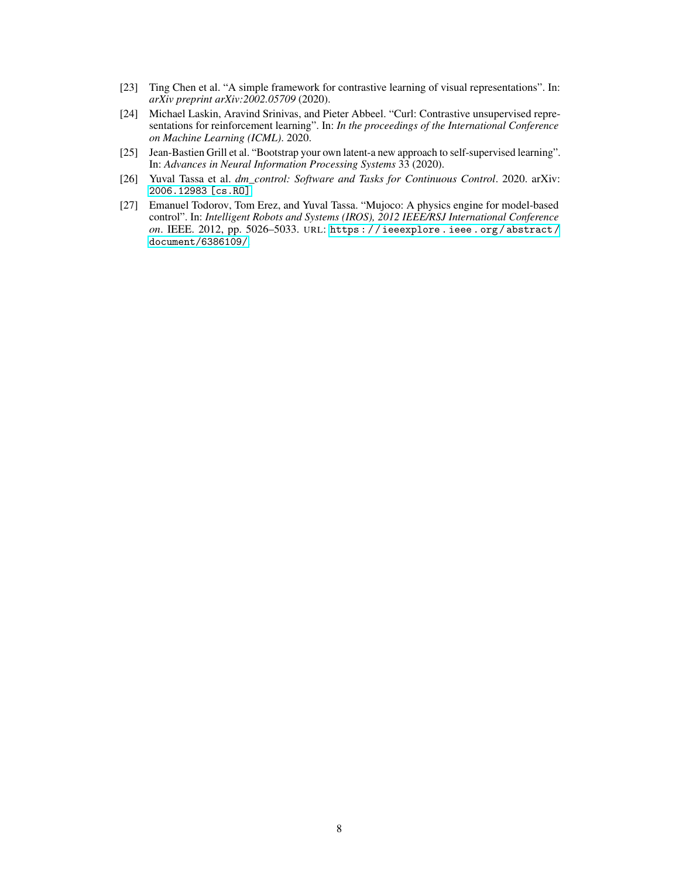- [23] Ting Chen et al. "A simple framework for contrastive learning of visual representations". In: *arXiv preprint arXiv:2002.05709* (2020).
- [24] Michael Laskin, Aravind Srinivas, and Pieter Abbeel. "Curl: Contrastive unsupervised representations for reinforcement learning". In: *In the proceedings of the International Conference on Machine Learning (ICML)*. 2020.
- [25] Jean-Bastien Grill et al. "Bootstrap your own latent-a new approach to self-supervised learning". In: *Advances in Neural Information Processing Systems* 33 (2020).
- [26] Yuval Tassa et al. *dm_control: Software and Tasks for Continuous Control*. 2020. arXiv: `2006.12983 [cs.RO]`.
- [27] Emanuel Todorov, Tom Erez, and Yuval Tassa. "Mujoco: A physics engine for model-based control". In: *Intelligent Robots and Systems (IROS), 2012 IEEE/RSJ International Conference on*. IEEE. 2012, pp. 5026–5033. URL: `https://ieeexplore.ieee.org/abstract/document/6386109/`.